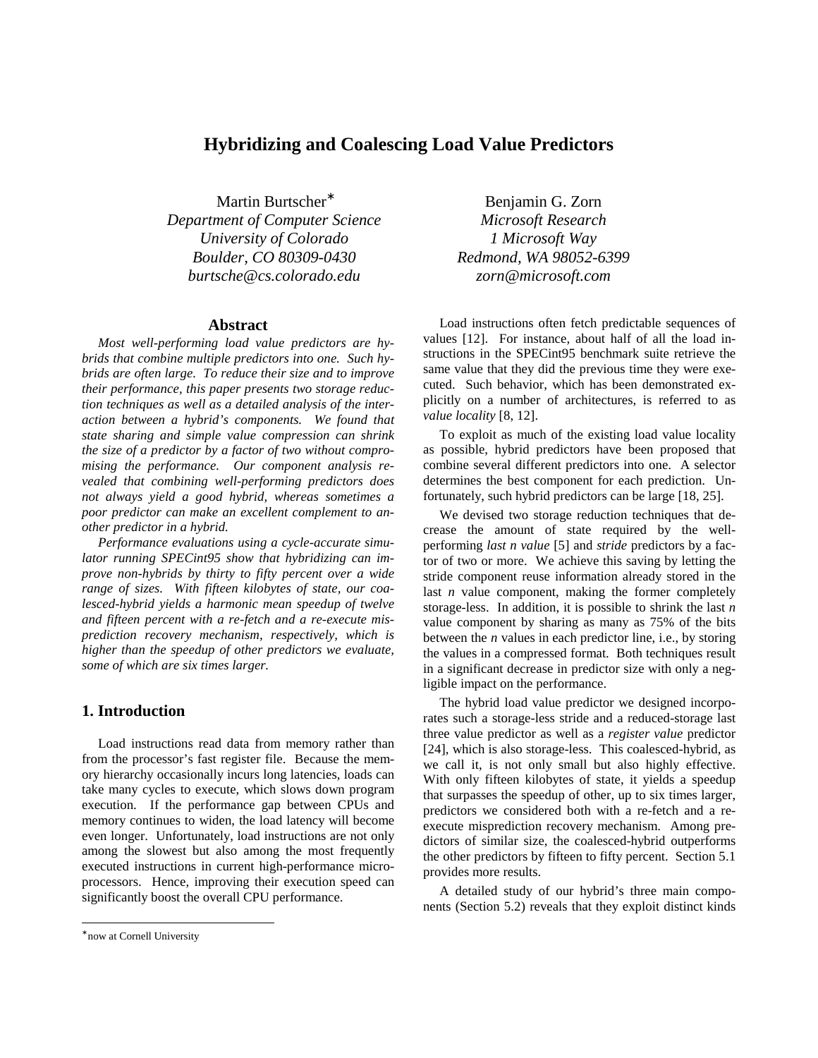# Hybridizing and Coalescing Load Value Predictors

Martin Burtscher*
*Department of Computer Science*
*University of Colorado*
*Boulder, CO 80309-0430*
*burtsche@cs.colorado.edu*

Benjamin G. Zorn
*Microsoft Research*
*1 Microsoft Way*
*Redmond, WA 98052-6399*
*zorn@microsoft.com*

## Abstract

*Most well-performing load value predictors are hybrids that combine multiple predictors into one. Such hybrids are often large. To reduce their size and to improve their performance, this paper presents two storage reduction techniques as well as a detailed analysis of the interaction between a hybrid's components. We found that state sharing and simple value compression can shrink the size of a predictor by a factor of two without compromising the performance. Our component analysis revealed that combining well-performing predictors does not always yield a good hybrid, whereas sometimes a poor predictor can make an excellent complement to another predictor in a hybrid.*

*Performance evaluations using a cycle-accurate simulator running SPECint95 show that hybridizing can improve non-hybrids by thirty to fifty percent over a wide range of sizes. With fifteen kilobytes of state, our coalesced-hybrid yields a harmonic mean speedup of twelve and fifteen percent with a re-fetch and a re-execute misprediction recovery mechanism, respectively, which is higher than the speedup of other predictors we evaluate, some of which are six times larger.*

## 1. Introduction

Load instructions read data from memory rather than from the processor's fast register file. Because the memory hierarchy occasionally incurs long latencies, loads can take many cycles to execute, which slows down program execution. If the performance gap between CPUs and memory continues to widen, the load latency will become even longer. Unfortunately, load instructions are not only among the slowest but also among the most frequently executed instructions in current high-performance microprocessors. Hence, improving their execution speed can significantly boost the overall CPU performance.

Load instructions often fetch predictable sequences of values [12]. For instance, about half of all the load instructions in the SPECint95 benchmark suite retrieve the same value that they did the previous time they were executed. Such behavior, which has been demonstrated explicitly on a number of architectures, is referred to as *value locality* [8, 12].

To exploit as much of the existing load value locality as possible, hybrid predictors have been proposed that combine several different predictors into one. A selector determines the best component for each prediction. Unfortunately, such hybrid predictors can be large [18, 25].

We devised two storage reduction techniques that decrease the amount of state required by the well-performing *last n value* [5] and *stride* predictors by a factor of two or more. We achieve this saving by letting the stride component reuse information already stored in the last *n* value component, making the former completely storage-less. In addition, it is possible to shrink the last *n* value component by sharing as many as 75% of the bits between the *n* values in each predictor line, i.e., by storing the values in a compressed format. Both techniques result in a significant decrease in predictor size with only a negligible impact on the performance.

The hybrid load value predictor we designed incorporates such a storage-less stride as well as a reduced-storage last three value predictor as well as a *register value* predictor [24], which is also storage-less. This coalesced-hybrid, as we call it, is not only small but also highly effective. With only fifteen kilobytes of state, it yields a speedup that surpasses the speedup of other, up to six times larger, predictors we considered both with a re-fetch and a re-execute misprediction recovery mechanism. Among predictors of similar size, the coalesced-hybrid outperforms the other predictors by fifteen to fifty percent. Section 5.1 provides more results.

A detailed study of our hybrid's three main components (Section 5.2) reveals that they exploit distinct kinds

*now at Cornell University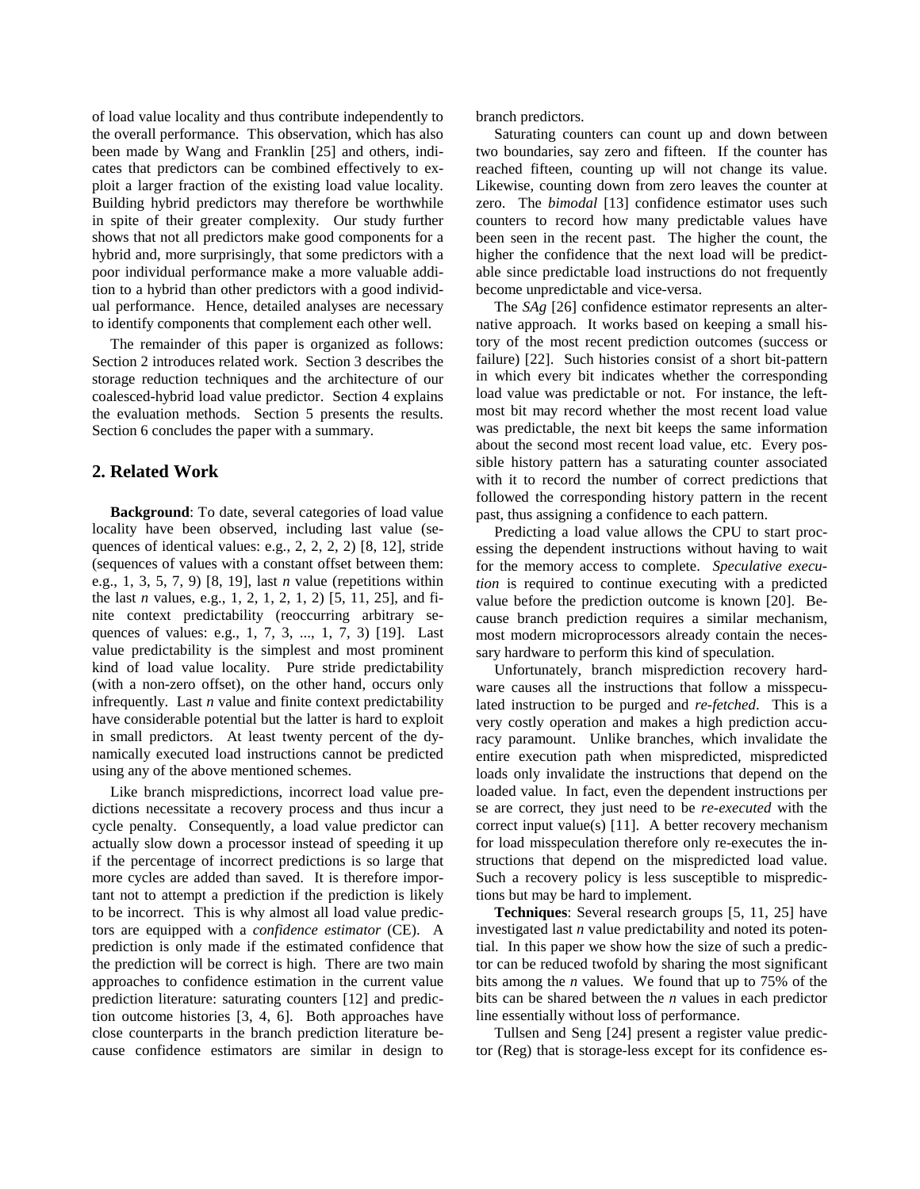of load value locality and thus contribute independently to the overall performance. This observation, which has also been made by Wang and Franklin [25] and others, indicates that predictors can be combined effectively to exploit a larger fraction of the existing load value locality. Building hybrid predictors may therefore be worthwhile in spite of their greater complexity. Our study further shows that not all predictors make good components for a hybrid and, more surprisingly, that some predictors with a poor individual performance make a more valuable addition to a hybrid than other predictors with a good individual performance. Hence, detailed analyses are necessary to identify components that complement each other well.

The remainder of this paper is organized as follows: Section 2 introduces related work. Section 3 describes the storage reduction techniques and the architecture of our coalesced-hybrid load value predictor. Section 4 explains the evaluation methods. Section 5 presents the results. Section 6 concludes the paper with a summary.

## 2. Related Work

**Background**: To date, several categories of load value locality have been observed, including last value (sequences of identical values: e.g., 2, 2, 2, 2) [8, 12], stride (sequences of values with a constant offset between them: e.g., 1, 3, 5, 7, 9) [8, 19], last *n* value (repetitions within the last *n* values, e.g., 1, 2, 1, 2, 1, 2) [5, 11, 25], and finite context predictability (reoccurring arbitrary sequences of values: e.g., 1, 7, 3, ..., 1, 7, 3) [19]. Last value predictability is the simplest and most prominent kind of load value locality. Pure stride predictability (with a non-zero offset), on the other hand, occurs only infrequently. Last *n* value and finite context predictability have considerable potential but the latter is hard to exploit in small predictors. At least twenty percent of the dynamically executed load instructions cannot be predicted using any of the above mentioned schemes.

Like branch mispredictions, incorrect load value predictions necessitate a recovery process and thus incur a cycle penalty. Consequently, a load value predictor can actually slow down a processor instead of speeding it up if the percentage of incorrect predictions is so large that more cycles are added than saved. It is therefore important not to attempt a prediction if the prediction is likely to be incorrect. This is why almost all load value predictors are equipped with a *confidence estimator* (CE). A prediction is only made if the estimated confidence that the prediction will be correct is high. There are two main approaches to confidence estimation in the current value prediction literature: saturating counters [12] and prediction outcome histories [3, 4, 6]. Both approaches have close counterparts in the branch prediction literature because confidence estimators are similar in design to branch predictors.

Saturating counters can count up and down between two boundaries, say zero and fifteen. If the counter has reached fifteen, counting up will not change its value. Likewise, counting down from zero leaves the counter at zero. The *bimodal* [13] confidence estimator uses such counters to record how many predictable values have been seen in the recent past. The higher the count, the higher the confidence that the next load will be predictable since predictable load instructions do not frequently become unpredictable and vice-versa.

The *SAg* [26] confidence estimator represents an alternative approach. It works based on keeping a small history of the most recent prediction outcomes (success or failure) [22]. Such histories consist of a short bit-pattern in which every bit indicates whether the corresponding load value was predictable or not. For instance, the leftmost bit may record whether the most recent load value was predictable, the next bit keeps the same information about the second most recent load value, etc. Every possible history pattern has a saturating counter associated with it to record the number of correct predictions that followed the corresponding history pattern in the recent past, thus assigning a confidence to each pattern.

Predicting a load value allows the CPU to start processing the dependent instructions without having to wait for the memory access to complete. *Speculative execution* is required to continue executing with a predicted value before the prediction outcome is known [20]. Because branch prediction requires a similar mechanism, most modern microprocessors already contain the necessary hardware to perform this kind of speculation.

Unfortunately, branch misprediction recovery hardware causes all the instructions that follow a misspeculated instruction to be purged and *re-fetched*. This is a very costly operation and makes a high prediction accuracy paramount. Unlike branches, which invalidate the entire execution path when mispredicted, mispredicted loads only invalidate the instructions that depend on the loaded value. In fact, even the dependent instructions per se are correct, they just need to be *re-executed* with the correct input value(s) [11]. A better recovery mechanism for load misspeculation therefore only re-executes the instructions that depend on the mispredicted load value. Such a recovery policy is less susceptible to mispredictions but may be hard to implement.

**Techniques**: Several research groups [5, 11, 25] have investigated last *n* value predictability and noted its potential. In this paper we show how the size of such a predictor can be reduced twofold by sharing the most significant bits among the *n* values. We found that up to 75% of the bits can be shared between the *n* values in each predictor line essentially without loss of performance.

Tullsen and Seng [24] present a register value predictor (Reg) that is storage-less except for its confidence es-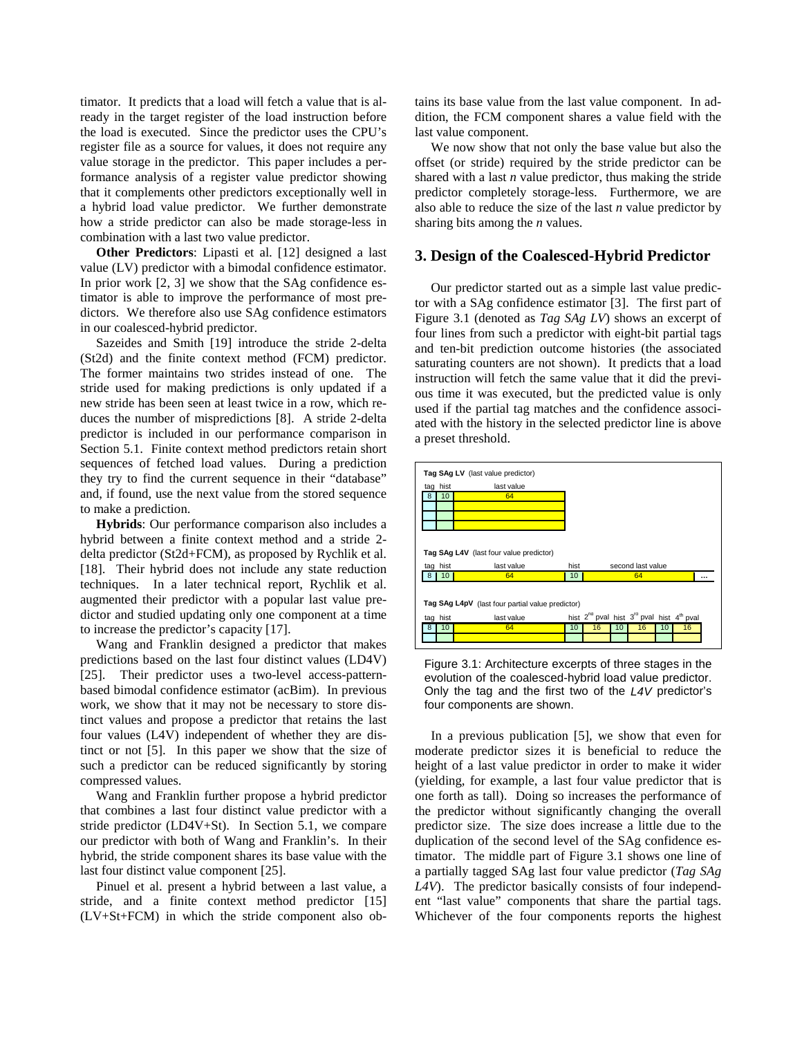timator. It predicts that a load will fetch a value that is already in the target register of the load instruction before the load is executed. Since the predictor uses the CPU's register file as a source for values, it does not require any value storage in the predictor. This paper includes a performance analysis of a register value predictor showing that it complements other predictors exceptionally well in a hybrid load value predictor. We further demonstrate how a stride predictor can also be made storage-less in combination with a last two value predictor.

**Other Predictors**: Lipasti et al. [12] designed a last value (LV) predictor with a bimodal confidence estimator. In prior work [2, 3] we show that the SAg confidence estimator is able to improve the performance of most predictors. We therefore also use SAg confidence estimators in our coalesced-hybrid predictor.

Sazeides and Smith [19] introduce the stride 2-delta (St2d) and the finite context method (FCM) predictor. The former maintains two strides instead of one. The stride used for making predictions is only updated if a new stride has been seen at least twice in a row, which reduces the number of mispredictions [8]. A stride 2-delta predictor is included in our performance comparison in Section 5.1. Finite context method predictors retain short sequences of fetched load values. During a prediction they try to find the current sequence in their "database" and, if found, use the next value from the stored sequence to make a prediction.

**Hybrids**: Our performance comparison also includes a hybrid between a finite context method and a stride 2-delta predictor (St2d+FCM), as proposed by Rychlik et al. [18]. Their hybrid does not include any state reduction techniques. In a later technical report, Rychlik et al. augmented their predictor with a popular last value predictor and studied updating only one component at a time to increase the predictor's capacity [17].

Wang and Franklin designed a predictor that makes predictions based on the last four distinct values (LD4V) [25]. Their predictor uses a two-level access-pattern-based bimodal confidence estimator (acBim). In previous work, we show that it may not be necessary to store distinct values and propose a predictor that retains the last four values (L4V) independent of whether they are distinct or not [5]. In this paper we show that the size of such a predictor can be reduced significantly by storing compressed values.

Wang and Franklin further propose a hybrid predictor that combines a last four distinct value predictor with a stride predictor (LD4V+St). In Section 5.1, we compare our predictor with both of Wang and Franklin's. In their hybrid, the stride component shares its base value with the last four distinct value component [25].

Pinuel et al. present a hybrid between a last value, a stride, and a finite context method predictor [15] (LV+St+FCM) in which the stride component also obtains its base value from the last value component. In addition, the FCM component shares a value field with the last value component.

We now show that not only the base value but also the offset (or stride) required by the stride predictor can be shared with a last *n* value predictor, thus making the stride predictor completely storage-less. Furthermore, we are also able to reduce the size of the last *n* value predictor by sharing bits among the *n* values.

## 3. Design of the Coalesced-Hybrid Predictor

Our predictor started out as a simple last value predictor with a SAg confidence estimator [3]. The first part of Figure 3.1 (denoted as *Tag SAg LV*) shows an excerpt of four lines from such a predictor with eight-bit partial tags and ten-bit prediction outcome histories (the associated saturating counters are not shown). It predicts that a load instruction will fetch the same value that it did the previous time it was executed, but the predicted value is only used if the partial tag matches and the confidence associated with the history in the selected predictor line is above a preset threshold.

**Tag SAg LV** (last value predictor)

| tag | hist | last value |
|---|---|---|
| 8 | 10 | 64 |
| | | |
| | | |
| | | |

**Tag SAg L4V** (last four value predictor)

| tag | hist | last value | hist | second last value | |
|---|---|---|---|---|---|
| 8 | 10 | 64 | 10 | 64 | ... |

**Tag SAg L4pV** (last four partial value predictor)

| tag | hist | last value | hist | 2nd pval | hist | 3rd pval | hist | 4th pval |
|---|---|---|---|---|---|---|---|---|
| 8 | 10 | 64 | 10 | 16 | 10 | 16 | 10 | 16 |
| | | | | | | | | |

Figure 3.1: Architecture excerpts of three stages in the evolution of the coalesced-hybrid load value predictor. Only the tag and the first two of the *L4V* predictor's four components are shown.

In a previous publication [5], we show that even for moderate predictor sizes it is beneficial to reduce the height of a last value predictor in order to make it wider (yielding, for example, a last four value predictor that is one forth as tall). Doing so increases the performance of the predictor without significantly changing the overall predictor size. The size does increase a little due to the duplication of the second level of the SAg confidence estimator. The middle part of Figure 3.1 shows one line of a partially tagged SAg last four value predictor (*Tag SAg L4V*). The predictor basically consists of four independent "last value" components that share the partial tags. Whichever of the four components reports the highest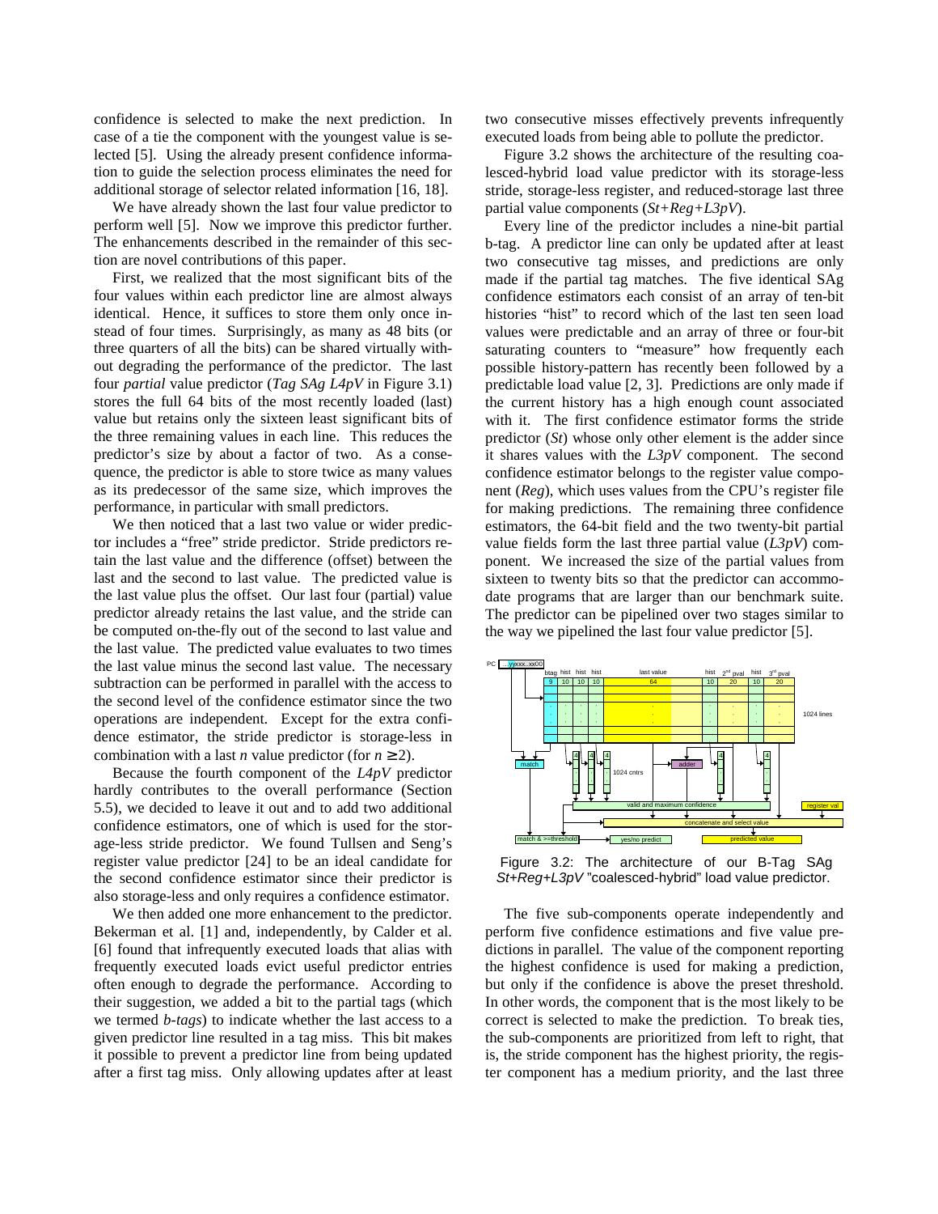confidence is selected to make the next prediction. In case of a tie the component with the youngest value is selected [5]. Using the already present confidence information to guide the selection process eliminates the need for additional storage of selector related information [16, 18].

We have already shown the last four value predictor to perform well [5]. Now we improve this predictor further. The enhancements described in the remainder of this section are novel contributions of this paper.

First, we realized that the most significant bits of the four values within each predictor line are almost always identical. Hence, it suffices to store them only once instead of four times. Surprisingly, as many as 48 bits (or three quarters of all the bits) can be shared virtually without degrading the performance of the predictor. The last four *partial* value predictor (*Tag SAg L4pV* in Figure 3.1) stores the full 64 bits of the most recently loaded (last) value but retains only the sixteen least significant bits of the three remaining values in each line. This reduces the predictor's size by about a factor of two. As a consequence, the predictor is able to store twice as many values as its predecessor of the same size, which improves the performance, in particular with small predictors.

We then noticed that a last two value or wider predictor includes a "free" stride predictor. Stride predictors retain the last value and the difference (offset) between the last and the second to last value. The predicted value is the last value plus the offset. Our last four (partial) value predictor already retains the last value, and the stride can be computed on-the-fly out of the second to last value and the last value. The predicted value evaluates to two times the last value minus the second last value. The necessary subtraction can be performed in parallel with the access to the second level of the confidence estimator since the two operations are independent. Except for the extra confidence estimator, the stride predictor is storage-less in combination with a last *n* value predictor (for $n \geq 2$).

Because the fourth component of the *L4pV* predictor hardly contributes to the overall performance (Section 5.5), we decided to leave it out and to add two additional confidence estimators, one of which is used for the storage-less stride predictor. We found Tullsen and Seng's register value predictor [24] to be an ideal candidate for the second confidence estimator since their predictor is also storage-less and only requires a confidence estimator.

We then added one more enhancement to the predictor. Bekerman et al. [1] and, independently, by Calder et al. [6] found that infrequently executed loads that alias with frequently executed loads evict useful predictor entries often enough to degrade the performance. According to their suggestion, we added a bit to the partial tags (which we termed *b-tags*) to indicate whether the last access to a given predictor line resulted in a tag miss. This bit makes it possible to prevent a predictor line from being updated after a first tag miss. Only allowing updates after at least two consecutive misses effectively prevents infrequently executed loads from being able to pollute the predictor.

Figure 3.2 shows the architecture of the resulting coalesced-hybrid load value predictor with its storage-less stride, storage-less register, and reduced-storage last three partial value components (*St+Reg+L3pV*).

Every line of the predictor includes a nine-bit partial b-tag. A predictor line can only be updated after at least two consecutive tag misses, and predictions are only made if the partial tag matches. The five identical SAg confidence estimators each consist of an array of ten-bit histories "hist" to record which of the last ten seen load values were predictable and an array of three or four-bit saturating counters to "measure" how frequently each possible history-pattern has recently been followed by a predictable load value [2, 3]. Predictions are only made if the current history has a high enough count associated with it. The first confidence estimator forms the stride predictor (*St*) whose only other element is the adder since it shares values with the *L3pV* component. The second confidence estimator belongs to the register value component (*Reg*), which uses values from the CPU's register file for making predictions. The remaining three confidence estimators, the 64-bit field and the two twenty-bit partial value fields form the last three partial value (*L3pV*) component. We increased the size of the partial values from sixteen to twenty bits so that the predictor can accommodate programs that are larger than our benchmark suite. The predictor can be pipelined over two stages similar to the way we pipelined the last four value predictor [5].

Figure 3.2: The architecture of our B-Tag SAg *St+Reg+L3pV* "coalesced-hybrid" load value predictor.

The five sub-components operate independently and perform five confidence estimations and five value predictions in parallel. The value of the component reporting the highest confidence is used for making a prediction, but only if the confidence is above the preset threshold. In other words, the component that is the most likely to be correct is selected to make the prediction. To break ties, the sub-components are prioritized from left to right, that is, the stride component has the highest priority, the register component has a medium priority, and the last three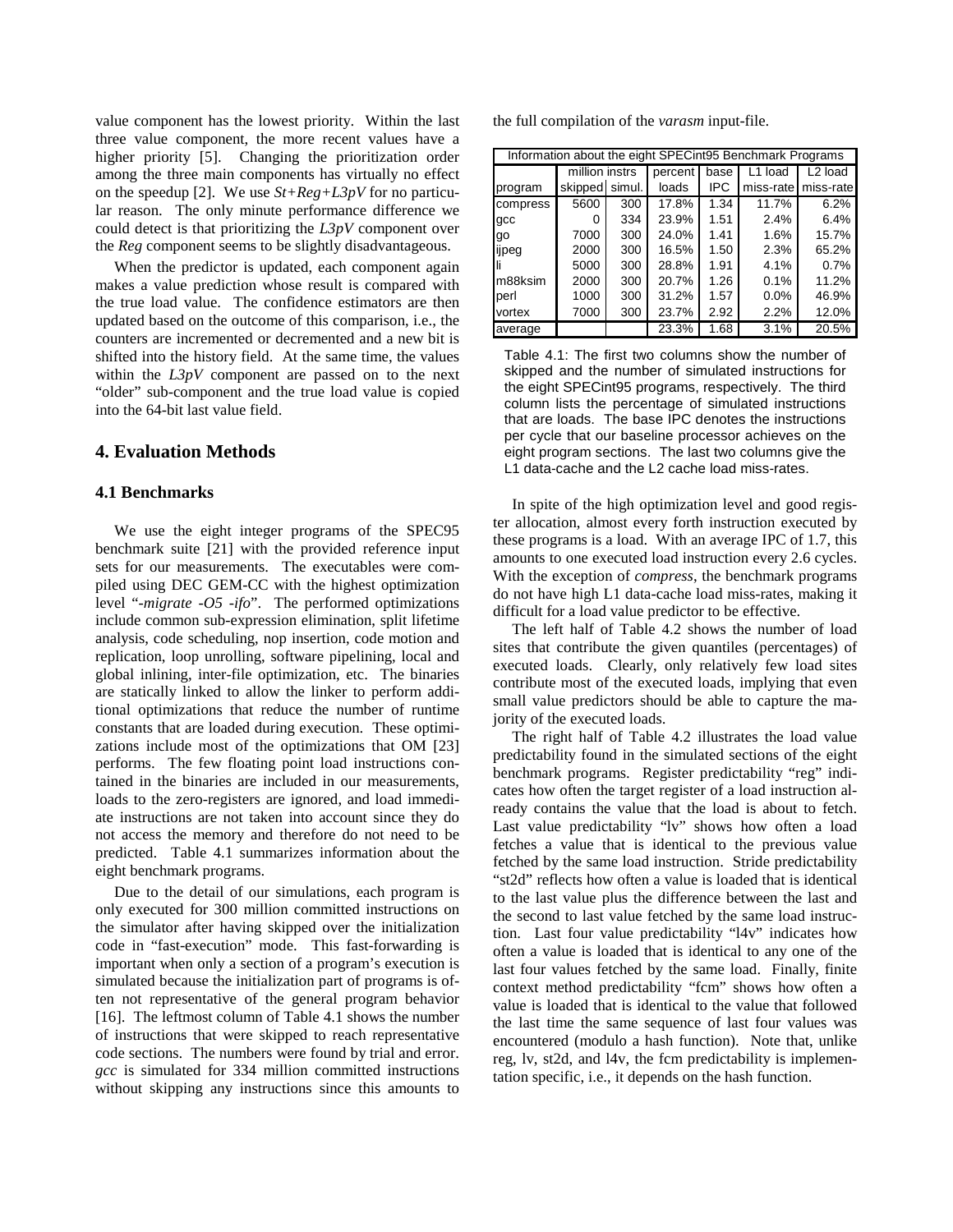value component has the lowest priority. Within the last three value component, the more recent values have a higher priority [5]. Changing the prioritization order among the three main components has virtually no effect on the speedup [2]. We use *St+Reg+L3pV* for no particular reason. The only minute performance difference we could detect is that prioritizing the *L3pV* component over the *Reg* component seems to be slightly disadvantageous.

When the predictor is updated, each component again makes a value prediction whose result is compared with the true load value. The confidence estimators are then updated based on the outcome of this comparison, i.e., the counters are incremented or decremented and a new bit is shifted into the history field. At the same time, the values within the *L3pV* component are passed on to the next "older" sub-component and the true load value is copied into the 64-bit last value field.

## 4. Evaluation Methods

### 4.1 Benchmarks

We use the eight integer programs of the SPEC95 benchmark suite [21] with the provided reference input sets for our measurements. The executables were compiled using DEC GEM-CC with the highest optimization level "*-migrate -O5 -ifo*". The performed optimizations include common sub-expression elimination, split lifetime analysis, code scheduling, nop insertion, code motion and replication, loop unrolling, software pipelining, local and global inlining, inter-file optimization, etc. The binaries are statically linked to allow the linker to perform additional optimizations that reduce the number of runtime constants that are loaded during execution. These optimizations include most of the optimizations that OM [23] performs. The few floating point load instructions contained in the binaries are included in our measurements, loads to the zero-registers are ignored, and load immediate instructions are not taken into account since they do not access the memory and therefore do not need to be predicted. Table 4.1 summarizes information about the eight benchmark programs.

Due to the detail of our simulations, each program is only executed for 300 million committed instructions on the simulator after having skipped over the initialization code in "fast-execution" mode. This fast-forwarding is important when only a section of a program's execution is simulated because the initialization part of programs is often not representative of the general program behavior [16]. The leftmost column of Table 4.1 shows the number of instructions that were skipped to reach representative code sections. The numbers were found by trial and error. *gcc* is simulated for 334 million committed instructions without skipping any instructions since this amounts to the full compilation of the *varasm* input-file.

| Information about the eight SPECint95 Benchmark Programs | | | | | | |
|---|---|---|---|---|---|---|
| | million instrs | | percent | base | L1 load | L2 load |
| program | skipped | simul. | loads | IPC | miss-rate | miss-rate |
| compress | 5600 | 300 | 17.8% | 1.34 | 11.7% | 6.2% |
| gcc | 0 | 334 | 23.9% | 1.51 | 2.4% | 6.4% |
| go | 7000 | 300 | 24.0% | 1.41 | 1.6% | 15.7% |
| ijpeg | 2000 | 300 | 16.5% | 1.50 | 2.3% | 65.2% |
| li | 5000 | 300 | 28.8% | 1.91 | 4.1% | 0.7% |
| m88ksim | 2000 | 300 | 20.7% | 1.26 | 0.1% | 11.2% |
| perl | 1000 | 300 | 31.2% | 1.57 | 0.0% | 46.9% |
| vortex | 7000 | 300 | 23.7% | 2.92 | 2.2% | 12.0% |
| average | | | 23.3% | 1.68 | 3.1% | 20.5% |

Table 4.1: The first two columns show the number of skipped and the number of simulated instructions for the eight SPECint95 programs, respectively. The third column lists the percentage of simulated instructions that are loads. The base IPC denotes the instructions per cycle that our baseline processor achieves on the eight program sections. The last two columns give the L1 data-cache and the L2 cache load miss-rates.

In spite of the high optimization level and good register allocation, almost every forth instruction executed by these programs is a load. With an average IPC of 1.7, this amounts to one executed load instruction every 2.6 cycles. With the exception of *compress*, the benchmark programs do not have high L1 data-cache load miss-rates, making it difficult for a load value predictor to be effective.

The left half of Table 4.2 shows the number of load sites that contribute the given quantiles (percentages) of executed loads. Clearly, only relatively few load sites contribute most of the executed loads, implying that even small value predictors should be able to capture the majority of the executed loads.

The right half of Table 4.2 illustrates the load value predictability found in the simulated sections of the eight benchmark programs. Register predictability "reg" indicates how often the target register of a load instruction already contains the value that the load is about to fetch. Last value predictability "lv" shows how often a load fetches a value that is identical to the previous value fetched by the same load instruction. Stride predictability "st2d" reflects how often a value is loaded that is identical to the last value plus the difference between the last and the second to last value fetched by the same load instruction. Last four value predictability "l4v" indicates how often a value is loaded that is identical to any one of the last four values fetched by the same load. Finally, finite context method predictability "fcm" shows how often a value is loaded that is identical to the value that followed the last time the same sequence of last four values was encountered (modulo a hash function). Note that, unlike reg, lv, st2d, and l4v, the fcm predictability is implementation specific, i.e., it depends on the hash function.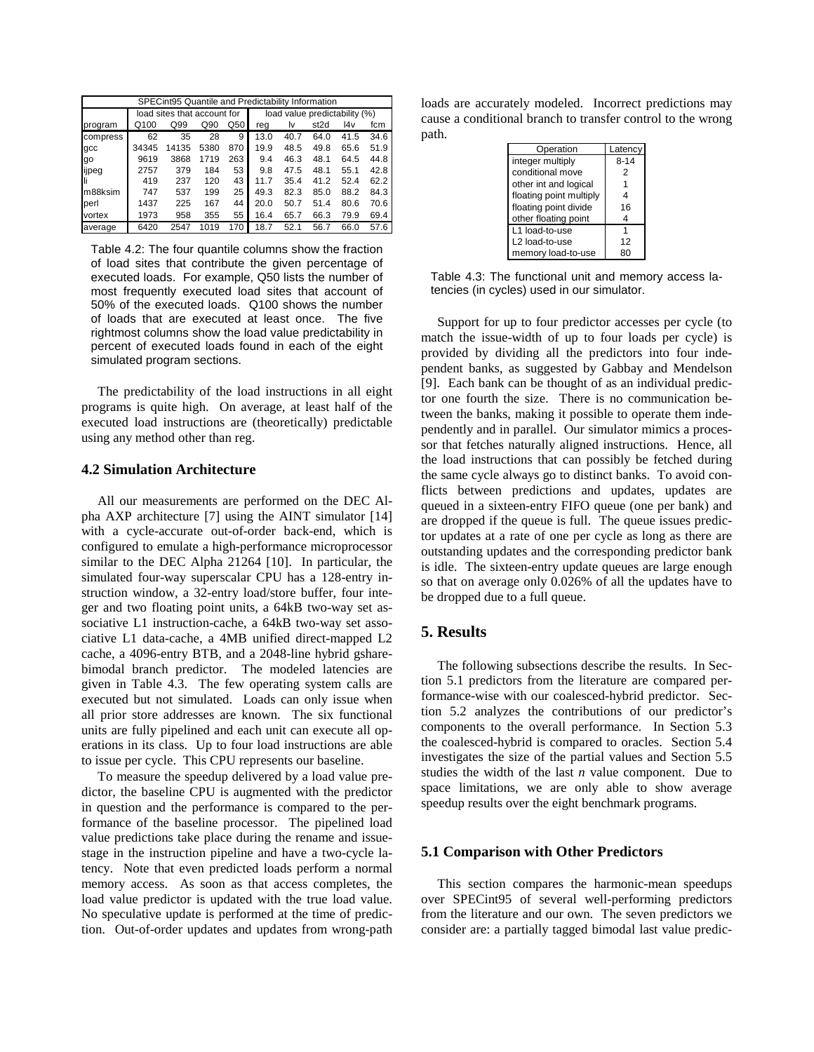| SPECint95 Quantile and Predictability Information | | | | | | | | | | |
|---|---|---|---|---|---|---|---|---|---|---|
| | load sites that account for | | | | load value predictability (%) | | | | | |
| program | Q100 | Q99 | Q90 | Q50 | reg | lv | st2d | l4v | fcm |
| compress | 62 | 35 | 28 | 9 | 13.0 | 40.7 | 64.0 | 41.5 | 34.6 |
| gcc | 34345 | 14135 | 5380 | 870 | 19.9 | 48.5 | 49.8 | 65.6 | 51.9 |
| go | 9619 | 3868 | 1719 | 263 | 9.4 | 46.3 | 48.1 | 64.5 | 44.8 |
| ijpeg | 2757 | 379 | 184 | 53 | 9.8 | 47.5 | 48.1 | 55.1 | 42.8 |
| li | 419 | 237 | 120 | 43 | 11.7 | 35.4 | 41.2 | 52.4 | 62.2 |
| m88ksim | 747 | 537 | 199 | 25 | 49.3 | 82.3 | 85.0 | 88.2 | 84.3 |
| perl | 1437 | 225 | 167 | 44 | 20.0 | 50.7 | 51.4 | 80.6 | 70.6 |
| vortex | 1973 | 958 | 355 | 55 | 16.4 | 65.7 | 66.3 | 79.9 | 69.4 |
| average | 6420 | 2547 | 1019 | 170 | 18.7 | 52.1 | 56.7 | 66.0 | 57.6 |

Table 4.2: The four quantile columns show the fraction of load sites that contribute the given percentage of executed loads. For example, Q50 lists the number of most frequently executed load sites that account of 50% of the executed loads. Q100 shows the number of loads that are executed at least once. The five rightmost columns show the load value predictability in percent of executed loads found in each of the eight simulated program sections.

The predictability of the load instructions in all eight programs is quite high. On average, at least half of the executed load instructions are (theoretically) predictable using any method other than reg.

### 4.2 Simulation Architecture

All our measurements are performed on the DEC Alpha AXP architecture [7] using the AINT simulator [14] with a cycle-accurate out-of-order back-end, which is configured to emulate a high-performance microprocessor similar to the DEC Alpha 21264 [10]. In particular, the simulated four-way superscalar CPU has a 128-entry instruction window, a 32-entry load/store buffer, four integer and two floating point units, a 64kB two-way set associative L1 instruction-cache, a 64kB two-way set associative L1 data-cache, a 4MB unified direct-mapped L2 cache, a 4096-entry BTB, and a 2048-line hybrid gshare-bimodal branch predictor. The modeled latencies are given in Table 4.3. The few operating system calls are executed but not simulated. Loads can only issue when all prior store addresses are known. The six functional units are fully pipelined and each unit can execute all operations in its class. Up to four load instructions are able to issue per cycle. This CPU represents our baseline.

To measure the speedup delivered by a load value predictor, the baseline CPU is augmented with the predictor in question and the performance is compared to the performance of the baseline processor. The pipelined load value predictions take place during the rename and issue-stage in the instruction pipeline and have a two-cycle latency. Note that even predicted loads perform a normal memory access. As soon as that access completes, the load value predictor is updated with the true load value. No speculative update is performed at the time of prediction. Out-of-order updates and updates from wrong-path loads are accurately modeled. Incorrect predictions may cause a conditional branch to transfer control to the wrong path.

| Operation | Latency |
|---|---|
| integer multiply | 8-14 |
| conditional move | 2 |
| other int and logical | 1 |
| floating point multiply | 4 |
| floating point divide | 16 |
| other floating point | 4 |
| L1 load-to-use | 1 |
| L2 load-to-use | 12 |
| memory load-to-use | 80 |

Table 4.3: The functional unit and memory access latencies (in cycles) used in our simulator.

Support for up to four predictor accesses per cycle (to match the issue-width of up to four loads per cycle) is provided by dividing all the predictors into four independent banks, as suggested by Gabbay and Mendelson [9]. Each bank can be thought of as an individual predictor one fourth the size. There is no communication between the banks, making it possible to operate them independently and in parallel. Our simulator mimics a processor that fetches naturally aligned instructions. Hence, all the load instructions that can possibly be fetched during the same cycle always go to distinct banks. To avoid conflicts between predictions and updates, updates are queued in a sixteen-entry FIFO queue (one per bank) and are dropped if the queue is full. The queue issues predictor updates at a rate of one per cycle as long as there are outstanding updates and the corresponding predictor bank is idle. The sixteen-entry update queues are large enough so that on average only 0.026% of all the updates have to be dropped due to a full queue.

## 5. Results

The following subsections describe the results. In Section 5.1 predictors from the literature are compared performance-wise with our coalesced-hybrid predictor. Section 5.2 analyzes the contributions of our predictor's components to the overall performance. In Section 5.3 the coalesced-hybrid is compared to oracles. Section 5.4 investigates the size of the partial values and Section 5.5 studies the width of the last *n* value component. Due to space limitations, we are only able to show average speedup results over the eight benchmark programs.

### 5.1 Comparison with Other Predictors

This section compares the harmonic-mean speedups over SPECint95 of several well-performing predictors from the literature and our own. The seven predictors we consider are: a partially tagged bimodal last value predic-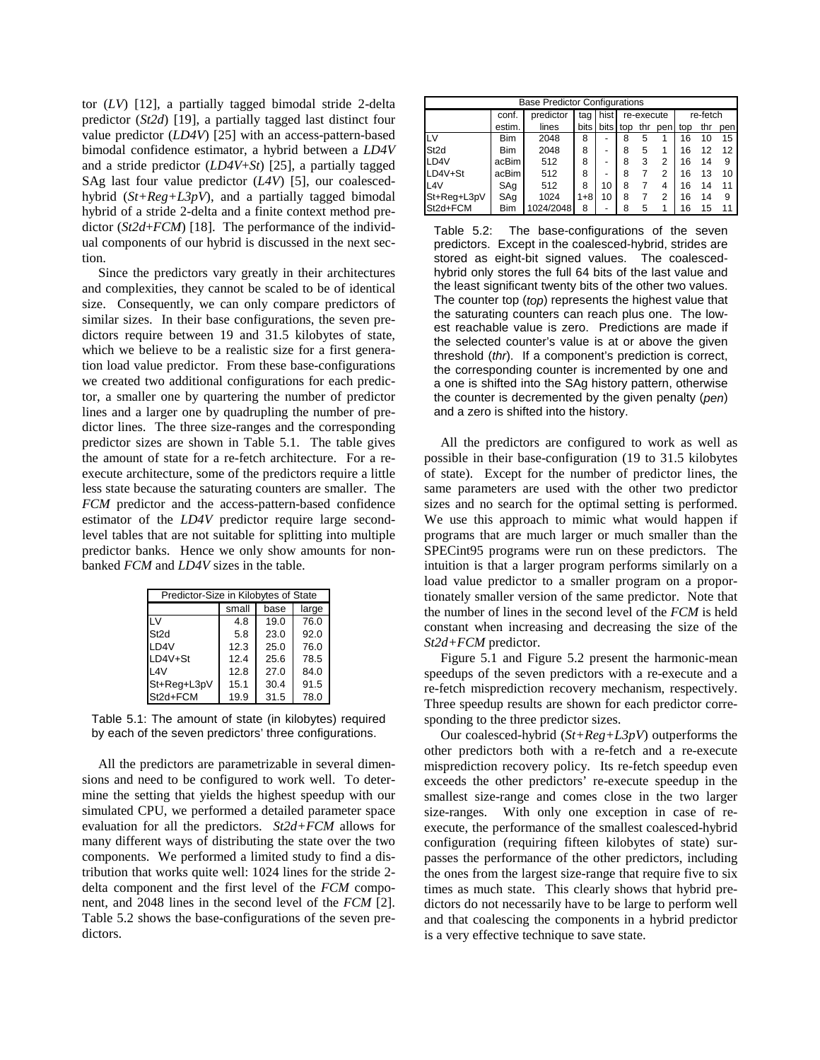tor (*LV*) [12], a partially tagged bimodal stride 2-delta predictor (*St2d*) [19], a partially tagged last distinct four value predictor (*LD4V*) [25] with an access-pattern-based bimodal confidence estimator, a hybrid between a *LD4V* and a stride predictor (*LD4V+St*) [25], a partially tagged SAg last four value predictor (*L4V*) [5], our coalesced-hybrid (*St+Reg+L3pV*), and a partially tagged bimodal hybrid of a stride 2-delta and a finite context method predictor (*St2d+FCM*) [18]. The performance of the individual components of our hybrid is discussed in the next section.

Since the predictors vary greatly in their architectures and complexities, they cannot be scaled to be of identical size. Consequently, we can only compare predictors of similar sizes. In their base configurations, the seven predictors require between 19 and 31.5 kilobytes of state, which we believe to be a realistic size for a first generation load value predictor. From these base-configurations we created two additional configurations for each predictor, a smaller one by quartering the number of predictor lines and a larger one by quadrupling the number of predictor lines. The three size-ranges and the corresponding predictor sizes are shown in Table 5.1. The table gives the amount of state for a re-fetch architecture. For a re-execute architecture, some of the predictors require a little less state because the saturating counters are smaller. The *FCM* predictor and the access-pattern-based confidence estimator of the *LD4V* predictor require large second-level tables that are not suitable for splitting into multiple predictor banks. Hence we only show amounts for non-banked *FCM* and *LD4V* sizes in the table.

| Predictor-Size in Kilobytes of State | | | |
|---|---|---|---|
| | small | base | large |
| LV | 4.8 | 19.0 | 76.0 |
| St2d | 5.8 | 23.0 | 92.0 |
| LD4V | 12.3 | 25.0 | 76.0 |
| LD4V+St | 12.4 | 25.6 | 78.5 |
| L4V | 12.8 | 27.0 | 84.0 |
| St+Reg+L3pV | 15.1 | 30.4 | 91.5 |
| St2d+FCM | 19.9 | 31.5 | 78.0 |

Table 5.1: The amount of state (in kilobytes) required by each of the seven predictors' three configurations.

All the predictors are parametrizable in several dimensions and need to be configured to work well. To determine the setting that yields the highest speedup with our simulated CPU, we performed a detailed parameter space evaluation for all the predictors. *St2d+FCM* allows for many different ways of distributing the state over the two components. We performed a limited study to find a distribution that works quite well: 1024 lines for the stride 2-delta component and the first level of the *FCM* component, and 2048 lines in the second level of the *FCM* [2]. Table 5.2 shows the base-configurations of the seven predictors.

| Base Predictor Configurations | | | | | | | | | | | |
|---|---|---|---|---|---|---|---|---|---|---|---|
| | conf. estim. | predictor lines | tag bits | hist bits | re-execute | | | re-fetch | | |
| | | | | | top | thr | pen | top | thr | pen |
| LV | Bim | 2048 | 8 | - | 8 | 5 | 1 | 16 | 10 | 15 |
| St2d | Bim | 2048 | 8 | - | 8 | 5 | 1 | 16 | 12 | 12 |
| LD4V | acBim | 512 | 8 | - | 8 | 3 | 2 | 16 | 14 | 9 |
| LD4V+St | acBim | 512 | 8 | - | 8 | 7 | 2 | 16 | 13 | 10 |
| L4V | SAg | 512 | 8 | 10 | 8 | 7 | 4 | 16 | 14 | 11 |
| St+Reg+L3pV | SAg | 1024 | 1+8 | 10 | 8 | 7 | 2 | 16 | 14 | 9 |
| St2d+FCM | Bim | 1024/2048 | 8 | - | 8 | 5 | 1 | 16 | 15 | 11 |

Table 5.2: The base-configurations of the seven predictors. Except in the coalesced-hybrid, strides are stored as eight-bit signed values. The coalesced-hybrid only stores the full 64 bits of the last value and the least significant twenty bits of the other two values. The counter top (*top*) represents the highest value that the saturating counters can reach plus one. The lowest reachable value is zero. Predictions are made if the selected counter's value is at or above the given threshold (*thr*). If a component's prediction is correct, the corresponding counter is incremented by one and a one is shifted into the SAg history pattern, otherwise the counter is decremented by the given penalty (*pen*) and a zero is shifted into the history.

All the predictors are configured to work as well as possible in their base-configuration (19 to 31.5 kilobytes of state). Except for the number of predictor lines, the same parameters are used with the other two predictor sizes and no search for the optimal setting is performed. We use this approach to mimic what would happen if programs that are much larger or much smaller than the SPECint95 programs were run on these predictors. The intuition is that a larger program performs similarly on a load value predictor to a smaller program on a proportionately smaller version of the same predictor. Note that the number of lines in the second level of the *FCM* is held constant when increasing and decreasing the size of the *St2d+FCM* predictor.

Figure 5.1 and Figure 5.2 present the harmonic-mean speedups of the seven predictors with a re-execute and a re-fetch misprediction recovery mechanism, respectively. Three speedup results are shown for each predictor corresponding to the three predictor sizes.

Our coalesced-hybrid (*St+Reg+L3pV*) outperforms the other predictors both with a re-fetch and a re-execute misprediction recovery policy. Its re-fetch speedup even exceeds the other predictors' re-execute speedup in the smallest size-range and comes close in the two larger size-ranges. With only one exception in case of re-execute, the performance of the smallest coalesced-hybrid configuration (requiring fifteen kilobytes of state) surpasses the performance of the other predictors, including the ones from the largest size-range that require five to six times as much state. This clearly shows that hybrid predictors do not necessarily have to be large to perform well and that coalescing the components in a hybrid predictor is a very effective technique to save state.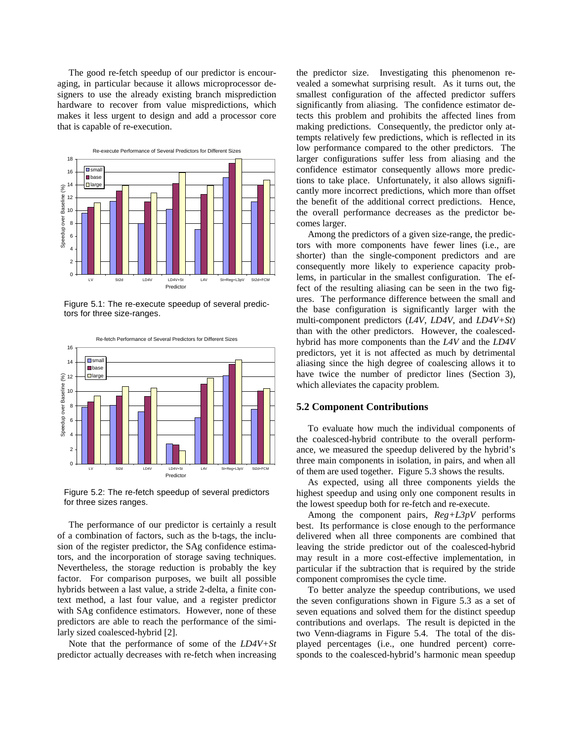The good re-fetch speedup of our predictor is encouraging, in particular because it allows microprocessor designers to use the already existing branch misprediction hardware to recover from value mispredictions, which makes it less urgent to design and add a processor core that is capable of re-execution.

Figure 5.1: The re-execute speedup of several predictors for three size-ranges.

Figure 5.2: The re-fetch speedup of several predictors for three sizes ranges.

The performance of our predictor is certainly a result of a combination of factors, such as the b-tags, the inclusion of the register predictor, the SAg confidence estimators, and the incorporation of storage saving techniques. Nevertheless, the storage reduction is probably the key factor. For comparison purposes, we built all possible hybrids between a last value, a stride 2-delta, a finite context method, a last four value, and a register predictor with SAg confidence estimators. However, none of these predictors are able to reach the performance of the similarly sized coalesced-hybrid [2].

Note that the performance of some of the *LD4V+St* predictor actually decreases with re-fetch when increasing the predictor size. Investigating this phenomenon revealed a somewhat surprising result. As it turns out, the smallest configuration of the affected predictor suffers significantly from aliasing. The confidence estimator detects this problem and prohibits the affected lines from making predictions. Consequently, the predictor only attempts relatively few predictions, which is reflected in its low performance compared to the other predictors. The larger configurations suffer less from aliasing and the confidence estimator consequently allows more predictions to take place. Unfortunately, it also allows significantly more incorrect predictions, which more than offset the benefit of the additional correct predictions. Hence, the overall performance decreases as the predictor becomes larger.

Among the predictors of a given size-range, the predictors with more components have fewer lines (i.e., are shorter) than the single-component predictors and are consequently more likely to experience capacity problems, in particular in the smallest configuration. The effect of the resulting aliasing can be seen in the two figures. The performance difference between the small and the base configuration is significantly larger with the multi-component predictors (*L4V*, *LD4V*, and *LD4V+St*) than with the other predictors. However, the coalesced-hybrid has more components than the *L4V* and the *LD4V* predictors, yet it is not affected as much by detrimental aliasing since the high degree of coalescing allows it to have twice the number of predictor lines (Section 3), which alleviates the capacity problem.

## 5.2 Component Contributions

To evaluate how much the individual components of the coalesced-hybrid contribute to the overall performance, we measured the speedup delivered by the hybrid's three main components in isolation, in pairs, and when all of them are used together. Figure 5.3 shows the results.

As expected, using all three components yields the highest speedup and using only one component results in the lowest speedup both for re-fetch and re-execute.

Among the component pairs, *Reg+L3pV* performs best. Its performance is close enough to the performance delivered when all three components are combined that leaving the stride predictor out of the coalesced-hybrid may result in a more cost-effective implementation, in particular if the subtraction that is required by the stride component compromises the cycle time.

To better analyze the speedup contributions, we used the seven configurations shown in Figure 5.3 as a set of seven equations and solved them for the distinct speedup contributions and overlaps. The result is depicted in the two Venn-diagrams in Figure 5.4. The total of the displayed percentages (i.e., one hundred percent) corresponds to the coalesced-hybrid's harmonic mean speedup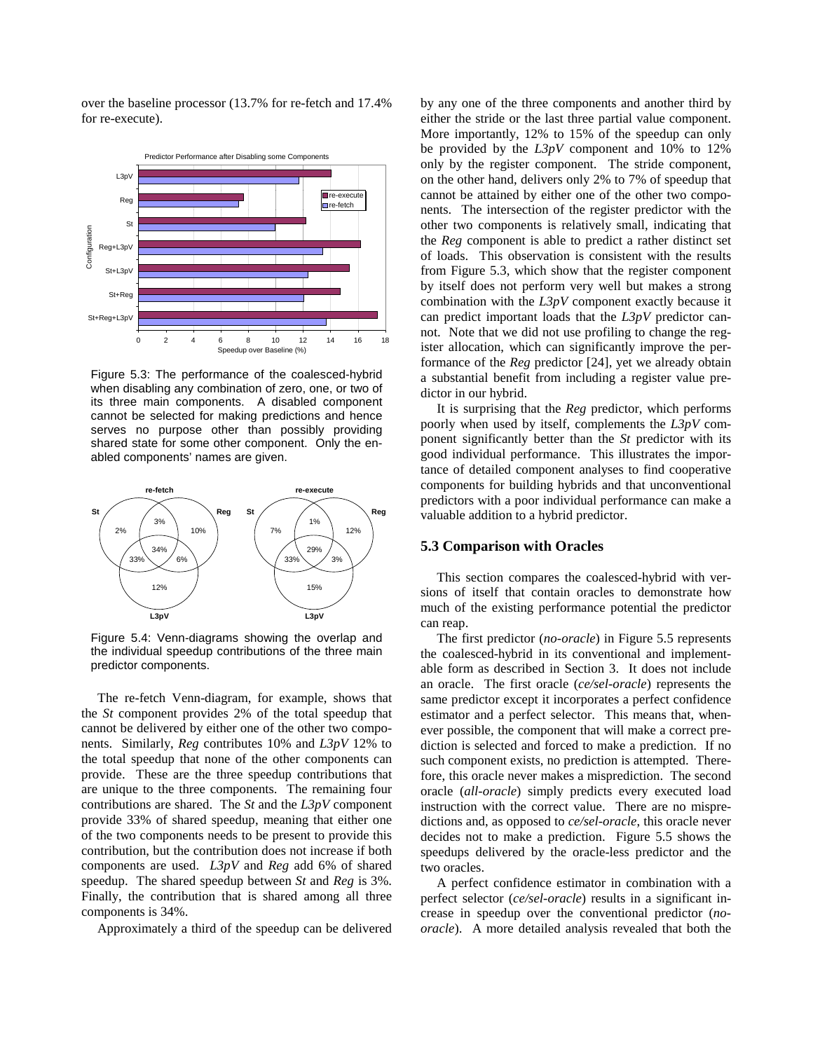over the baseline processor (13.7% for re-fetch and 17.4% for re-execute).

Figure 5.3: The performance of the coalesced-hybrid when disabling any combination of zero, one, or two of its three main components. A disabled component cannot be selected for making predictions and hence serves no purpose other than possibly providing shared state for some other component. Only the enabled components' names are given.

Figure 5.4: Venn-diagrams showing the overlap and the individual speedup contributions of the three main predictor components.

The re-fetch Venn-diagram, for example, shows that the *St* component provides 2% of the total speedup that cannot be delivered by either one of the other two components. Similarly, *Reg* contributes 10% and *L3pV* 12% to the total speedup that none of the other components can provide. These are the three speedup contributions that are unique to the three components. The remaining four contributions are shared. The *St* and the *L3pV* component provide 33% of shared speedup, meaning that either one of the two components needs to be present to provide this contribution, but the contribution does not increase if both components are used. *L3pV* and *Reg* add 6% of shared speedup. The shared speedup between *St* and *Reg* is 3%. Finally, the contribution that is shared among all three components is 34%.

Approximately a third of the speedup can be delivered by any one of the three components and another third by either the stride or the last three partial value component. More importantly, 12% to 15% of the speedup can only be provided by the *L3pV* component and 10% to 12% only by the register component. The stride component, on the other hand, delivers only 2% to 7% of speedup that cannot be attained by either one of the other two components. The intersection of the register predictor with the other two components is relatively small, indicating that the *Reg* component is able to predict a rather distinct set of loads. This observation is consistent with the results from Figure 5.3, which show that the register component by itself does not perform very well but makes a strong combination with the *L3pV* component exactly because it can predict important loads that the *L3pV* predictor cannot. Note that we did not use profiling to change the register allocation, which can significantly improve the performance of the *Reg* predictor [24], yet we already obtain a substantial benefit from including a register value predictor in our hybrid.

It is surprising that the *Reg* predictor, which performs poorly when used by itself, complements the *L3pV* component significantly better than the *St* predictor with its good individual performance. This illustrates the importance of detailed component analyses to find cooperative components for building hybrids and that unconventional predictors with a poor individual performance can make a valuable addition to a hybrid predictor.

## 5.3 Comparison with Oracles

This section compares the coalesced-hybrid with versions of itself that contain oracles to demonstrate how much of the existing performance potential the predictor can reap.

The first predictor (*no-oracle*) in Figure 5.5 represents the coalesced-hybrid in its conventional and implementable form as described in Section 3. It does not include an oracle. The first oracle (*ce/sel-oracle*) represents the same predictor except it incorporates a perfect confidence estimator and a perfect selector. This means that, whenever possible, the component that will make a correct prediction is selected and forced to make a prediction. If no such component exists, no prediction is attempted. Therefore, this oracle never makes a misprediction. The second oracle (*all-oracle*) simply predicts every executed load instruction with the correct value. There are no mispredictions and, as opposed to *ce/sel-oracle*, this oracle never decides not to make a prediction. Figure 5.5 shows the speedups delivered by the oracle-less predictor and the two oracles.

A perfect confidence estimator in combination with a perfect selector (*ce/sel-oracle*) results in a significant increase in speedup over the conventional predictor (*no-oracle*). A more detailed analysis revealed that both the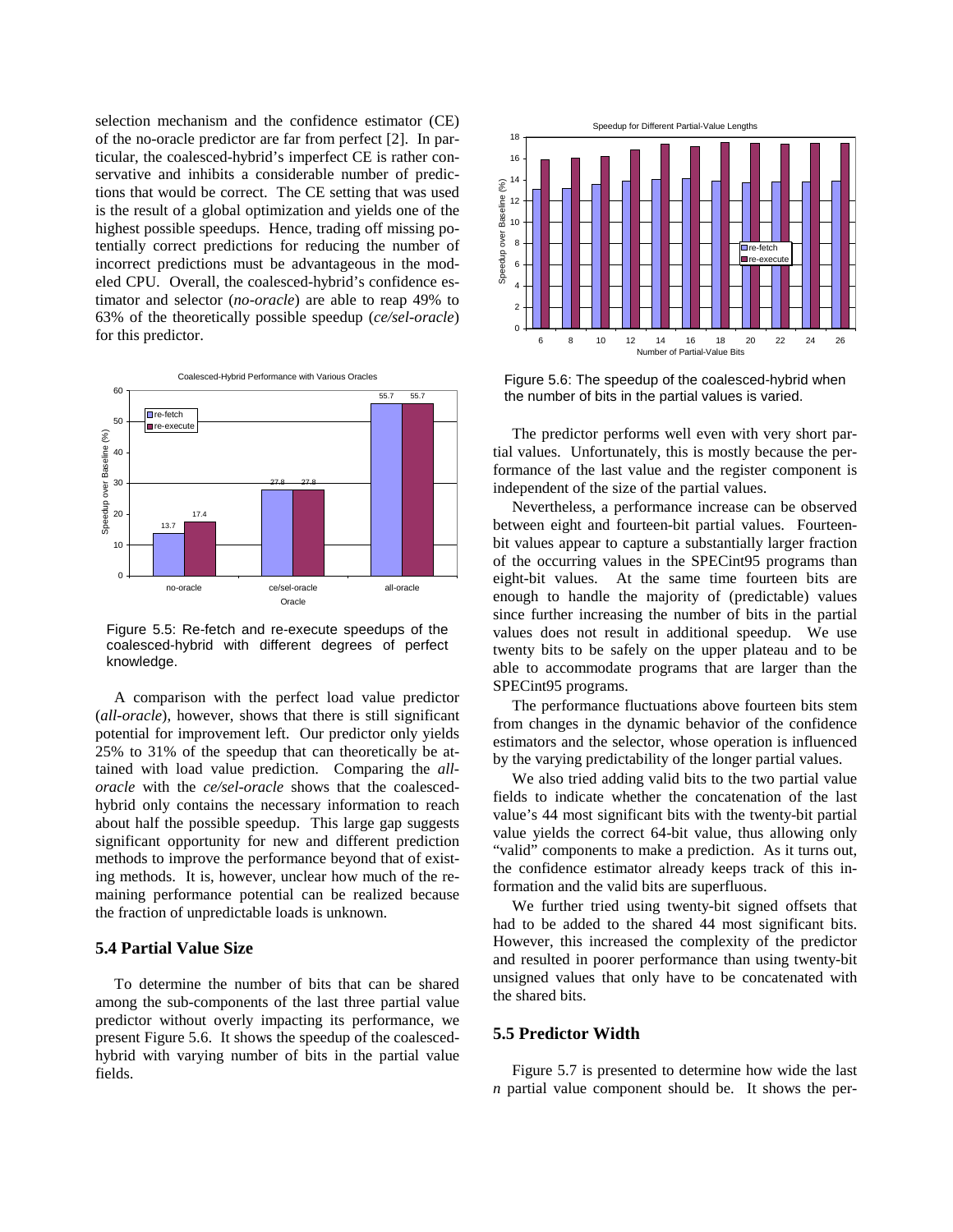selection mechanism and the confidence estimator (CE) of the no-oracle predictor are far from perfect [2]. In particular, the coalesced-hybrid's imperfect CE is rather conservative and inhibits a considerable number of predictions that would be correct. The CE setting that was used is the result of a global optimization and yields one of the highest possible speedups. Hence, trading off missing potentially correct predictions for reducing the number of incorrect predictions must be advantageous in the modeled CPU. Overall, the coalesced-hybrid's confidence estimator and selector (*no-oracle*) are able to reap 49% to 63% of the theoretically possible speedup (*ce/sel-oracle*) for this predictor.

Figure 5.5: Re-fetch and re-execute speedups of the coalesced-hybrid with different degrees of perfect knowledge.

A comparison with the perfect load value predictor (*all-oracle*), however, shows that there is still significant potential for improvement left. Our predictor only yields 25% to 31% of the speedup that can theoretically be attained with load value prediction. Comparing the *all-oracle* with the *ce/sel-oracle* shows that the coalesced-hybrid only contains the necessary information to reach about half the possible speedup. This large gap suggests significant opportunity for new and different prediction methods to improve the performance beyond that of existing methods. It is, however, unclear how much of the remaining performance potential can be realized because the fraction of unpredictable loads is unknown.

## 5.4 Partial Value Size

To determine the number of bits that can be shared among the sub-components of the last three partial value predictor without overly impacting its performance, we present Figure 5.6. It shows the speedup of the coalesced-hybrid with varying number of bits in the partial value fields.

Figure 5.6: The speedup of the coalesced-hybrid when the number of bits in the partial values is varied.

The predictor performs well even with very short partial values. Unfortunately, this is mostly because the performance of the last value and the register component is independent of the size of the partial values.

Nevertheless, a performance increase can be observed between eight and fourteen-bit partial values. Fourteen-bit values appear to capture a substantially larger fraction of the occurring values in the SPECint95 programs than eight-bit values. At the same time fourteen bits are enough to handle the majority of (predictable) values since further increasing the number of bits in the partial values does not result in additional speedup. We use twenty bits to be safely on the upper plateau and to be able to accommodate programs that are larger than the SPECint95 programs.

The performance fluctuations above fourteen bits stem from changes in the dynamic behavior of the confidence estimators and the selector, whose operation is influenced by the varying predictability of the longer partial values.

We also tried adding valid bits to the two partial value fields to indicate whether the concatenation of the last value's 44 most significant bits with the twenty-bit partial value yields the correct 64-bit value, thus allowing only "valid" components to make a prediction. As it turns out, the confidence estimator already keeps track of this information and the valid bits are superfluous.

We further tried using twenty-bit signed offsets that had to be added to the shared 44 most significant bits. However, this increased the complexity of the predictor and resulted in poorer performance than using twenty-bit unsigned values that only have to be concatenated with the shared bits.

## 5.5 Predictor Width

Figure 5.7 is presented to determine how wide the last *n* partial value component should be. It shows the per-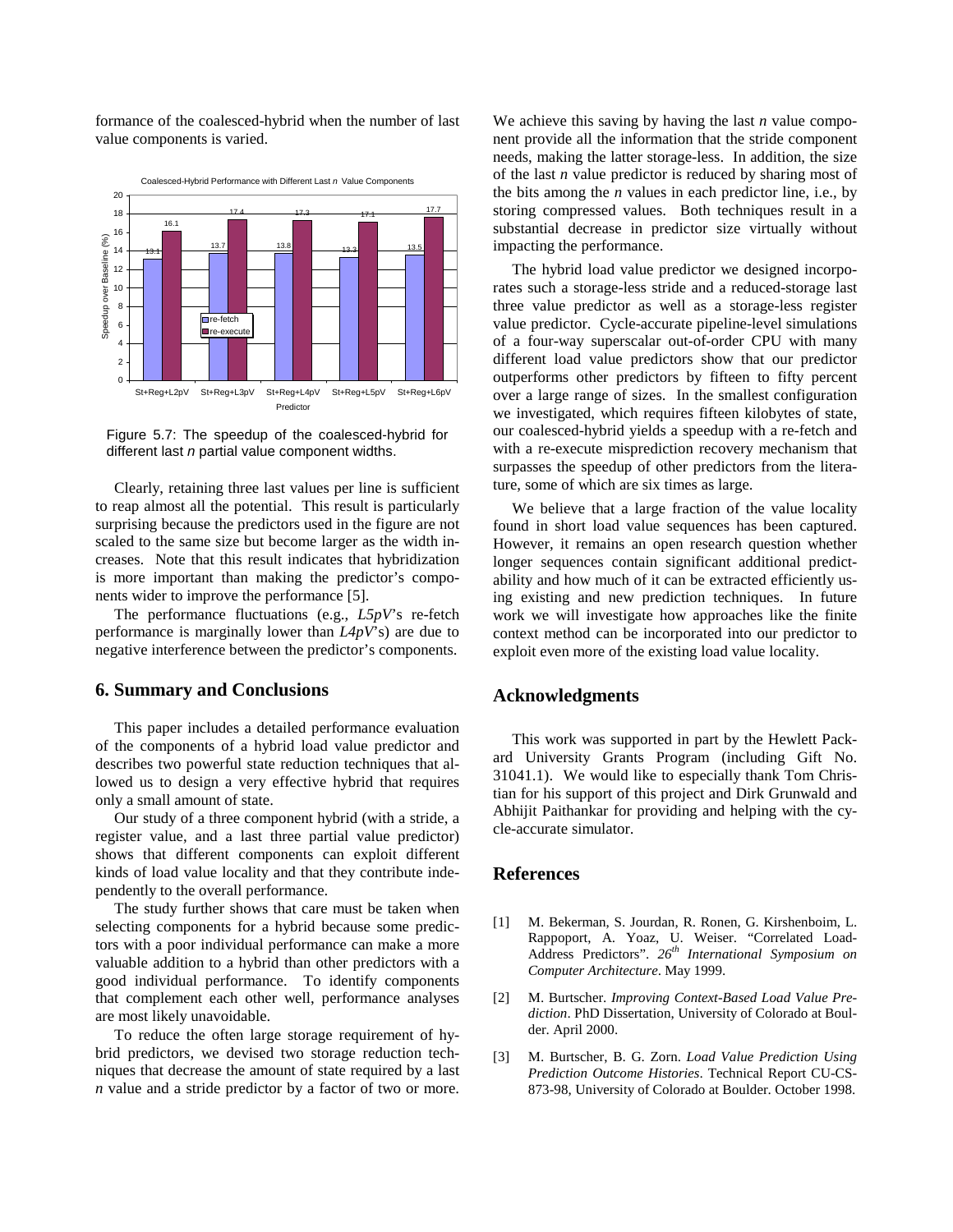formance of the coalesced-hybrid when the number of last value components is varied.

Figure 5.7: The speedup of the coalesced-hybrid for different last *n* partial value component widths.

Clearly, retaining three last values per line is sufficient to reap almost all the potential. This result is particularly surprising because the predictors used in the figure are not scaled to the same size but become larger as the width increases. Note that this result indicates that hybridization is more important than making the predictor's components wider to improve the performance [5].

The performance fluctuations (e.g., *L5pV*'s re-fetch performance is marginally lower than *L4pV*'s) are due to negative interference between the predictor's components.

## 6. Summary and Conclusions

This paper includes a detailed performance evaluation of the components of a hybrid load value predictor and describes two powerful state reduction techniques that allowed us to design a very effective hybrid that requires only a small amount of state.

Our study of a three component hybrid (with a stride, a register value, and a last three partial value predictor) shows that different components can exploit different kinds of load value locality and that they contribute independently to the overall performance.

The study further shows that care must be taken when selecting components for a hybrid because some predictors with a poor individual performance can make a more valuable addition to a hybrid than other predictors with a good individual performance. To identify components that complement each other well, performance analyses are most likely unavoidable.

To reduce the often large storage requirement of hybrid predictors, we devised two storage reduction techniques that decrease the amount of state required by a last *n* value and a stride predictor by a factor of two or more. We achieve this saving by having the last *n* value component provide all the information that the stride component needs, making the latter storage-less. In addition, the size of the last *n* value predictor is reduced by sharing most of the bits among the *n* values in each predictor line, i.e., by storing compressed values. Both techniques result in a substantial decrease in predictor size virtually without impacting the performance.

The hybrid load value predictor we designed incorporates such a storage-less stride and a reduced-storage last three value predictor as well as a storage-less register value predictor. Cycle-accurate pipeline-level simulations of a four-way superscalar out-of-order CPU with many different load value predictors show that our predictor outperforms other predictors by fifteen to fifty percent over a large range of sizes. In the smallest configuration we investigated, which requires fifteen kilobytes of state, our coalesced-hybrid yields a speedup with a re-fetch and with a re-execute misprediction recovery mechanism that surpasses the speedup of other predictors from the literature, some of which are six times as large.

We believe that a large fraction of the value locality found in short load value sequences has been captured. However, it remains an open research question whether longer sequences contain significant additional predictability and how much of it can be extracted efficiently using existing and new prediction techniques. In future work we will investigate how approaches like the finite context method can be incorporated into our predictor to exploit even more of the existing load value locality.

## Acknowledgments

This work was supported in part by the Hewlett Packard University Grants Program (including Gift No. 31041.1). We would like to especially thank Tom Christian for his support of this project and Dirk Grunwald and Abhijit Paithankar for providing and helping with the cycle-accurate simulator.

## References

[1] M. Bekerman, S. Jourdan, R. Ronen, G. Kirshenboim, L. Rappoport, A. Yoaz, U. Weiser. "Correlated Load-Address Predictors". *26th International Symposium on Computer Architecture*. May 1999.

[2] M. Burtscher. *Improving Context-Based Load Value Prediction*. PhD Dissertation, University of Colorado at Boulder. April 2000.

[3] M. Burtscher, B. G. Zorn. *Load Value Prediction Using Prediction Outcome Histories*. Technical Report CU-CS-873-98, University of Colorado at Boulder. October 1998.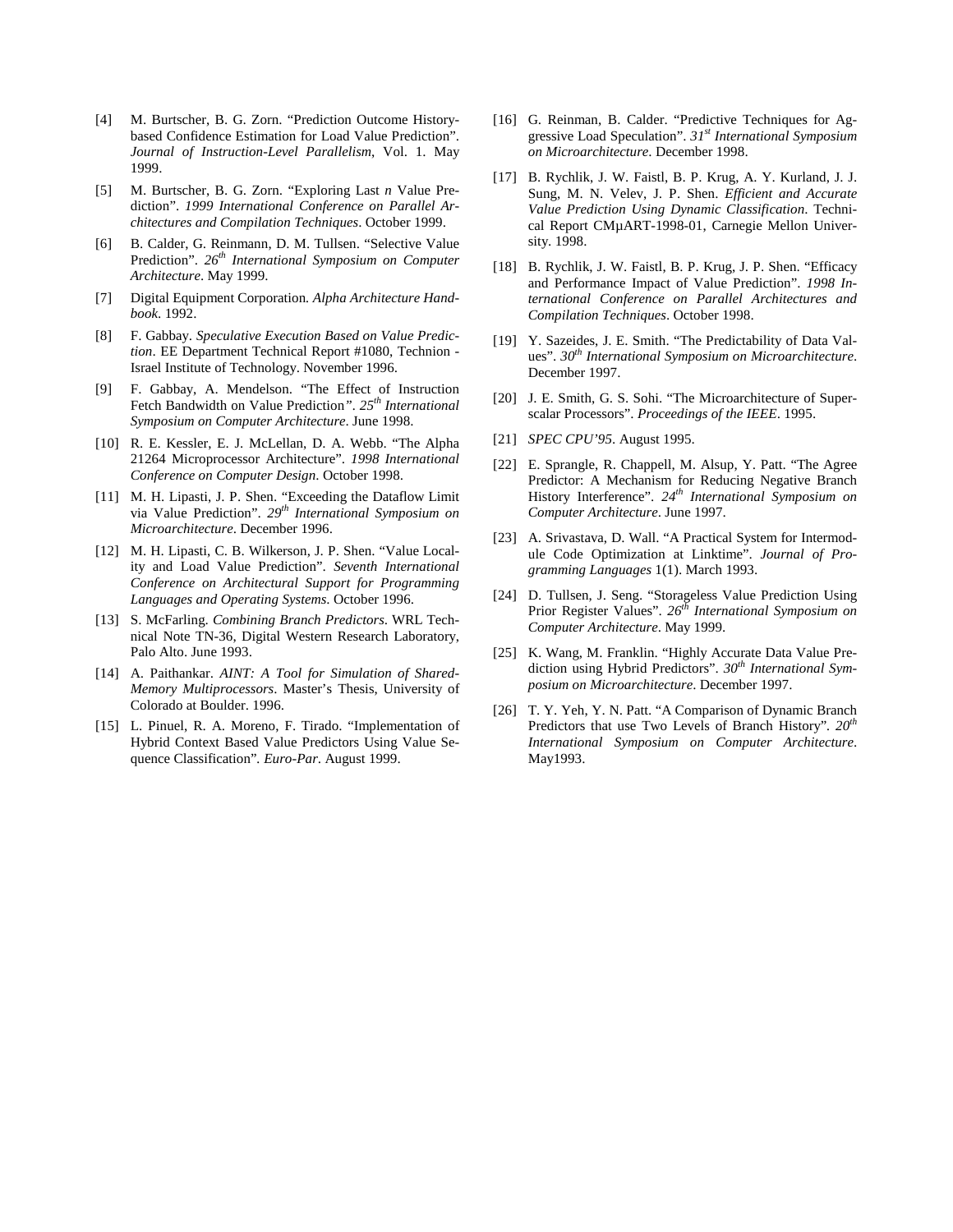- [4] M. Burtscher, B. G. Zorn. "Prediction Outcome History-based Confidence Estimation for Load Value Prediction". *Journal of Instruction-Level Parallelism*, Vol. 1. May 1999.
- [5] M. Burtscher, B. G. Zorn. "Exploring Last *n* Value Prediction". *1999 International Conference on Parallel Architectures and Compilation Techniques*. October 1999.
- [6] B. Calder, G. Reinmann, D. M. Tullsen. "Selective Value Prediction". *26th International Symposium on Computer Architecture*. May 1999.
- [7] Digital Equipment Corporation. *Alpha Architecture Handbook*. 1992.
- [8] F. Gabbay. *Speculative Execution Based on Value Prediction*. EE Department Technical Report #1080, Technion - Israel Institute of Technology. November 1996.
- [9] F. Gabbay, A. Mendelson. "The Effect of Instruction Fetch Bandwidth on Value Prediction". *25th International Symposium on Computer Architecture*. June 1998.
- [10] R. E. Kessler, E. J. McLellan, D. A. Webb. "The Alpha 21264 Microprocessor Architecture". *1998 International Conference on Computer Design*. October 1998.
- [11] M. H. Lipasti, J. P. Shen. "Exceeding the Dataflow Limit via Value Prediction". *29th International Symposium on Microarchitecture*. December 1996.
- [12] M. H. Lipasti, C. B. Wilkerson, J. P. Shen. "Value Locality and Load Value Prediction". *Seventh International Conference on Architectural Support for Programming Languages and Operating Systems*. October 1996.
- [13] S. McFarling. *Combining Branch Predictors*. WRL Technical Note TN-36, Digital Western Research Laboratory, Palo Alto. June 1993.
- [14] A. Paithankar. *AINT: A Tool for Simulation of Shared-Memory Multiprocessors*. Master's Thesis, University of Colorado at Boulder. 1996.
- [15] L. Pinuel, R. A. Moreno, F. Tirado. "Implementation of Hybrid Context Based Value Predictors Using Value Sequence Classification". *Euro-Par*. August 1999.
- [16] G. Reinman, B. Calder. "Predictive Techniques for Aggressive Load Speculation". *31st International Symposium on Microarchitecture*. December 1998.
- [17] B. Rychlik, J. W. Faistl, B. P. Krug, A. Y. Kurland, J. J. Sung, M. N. Velev, J. P. Shen. *Efficient and Accurate Value Prediction Using Dynamic Classification*. Technical Report CMμART-1998-01, Carnegie Mellon University. 1998.
- [18] B. Rychlik, J. W. Faistl, B. P. Krug, J. P. Shen. "Efficacy and Performance Impact of Value Prediction". *1998 International Conference on Parallel Architectures and Compilation Techniques*. October 1998.
- [19] Y. Sazeides, J. E. Smith. "The Predictability of Data Values". *30th International Symposium on Microarchitecture*. December 1997.
- [20] J. E. Smith, G. S. Sohi. "The Microarchitecture of Superscalar Processors". *Proceedings of the IEEE*. 1995.
- [21] *SPEC CPU'95*. August 1995.
- [22] E. Sprangle, R. Chappell, M. Alsup, Y. Patt. "The Agree Predictor: A Mechanism for Reducing Negative Branch History Interference". *24th International Symposium on Computer Architecture*. June 1997.
- [23] A. Srivastava, D. Wall. "A Practical System for Intermodule Code Optimization at Linktime". *Journal of Programming Languages* 1(1). March 1993.
- [24] D. Tullsen, J. Seng. "Storageless Value Prediction Using Prior Register Values". *26th International Symposium on Computer Architecture*. May 1999.
- [25] K. Wang, M. Franklin. "Highly Accurate Data Value Prediction using Hybrid Predictors". *30th International Symposium on Microarchitecture*. December 1997.
- [26] T. Y. Yeh, Y. N. Patt. "A Comparison of Dynamic Branch Predictors that use Two Levels of Branch History". *20th International Symposium on Computer Architecture*. May1993.